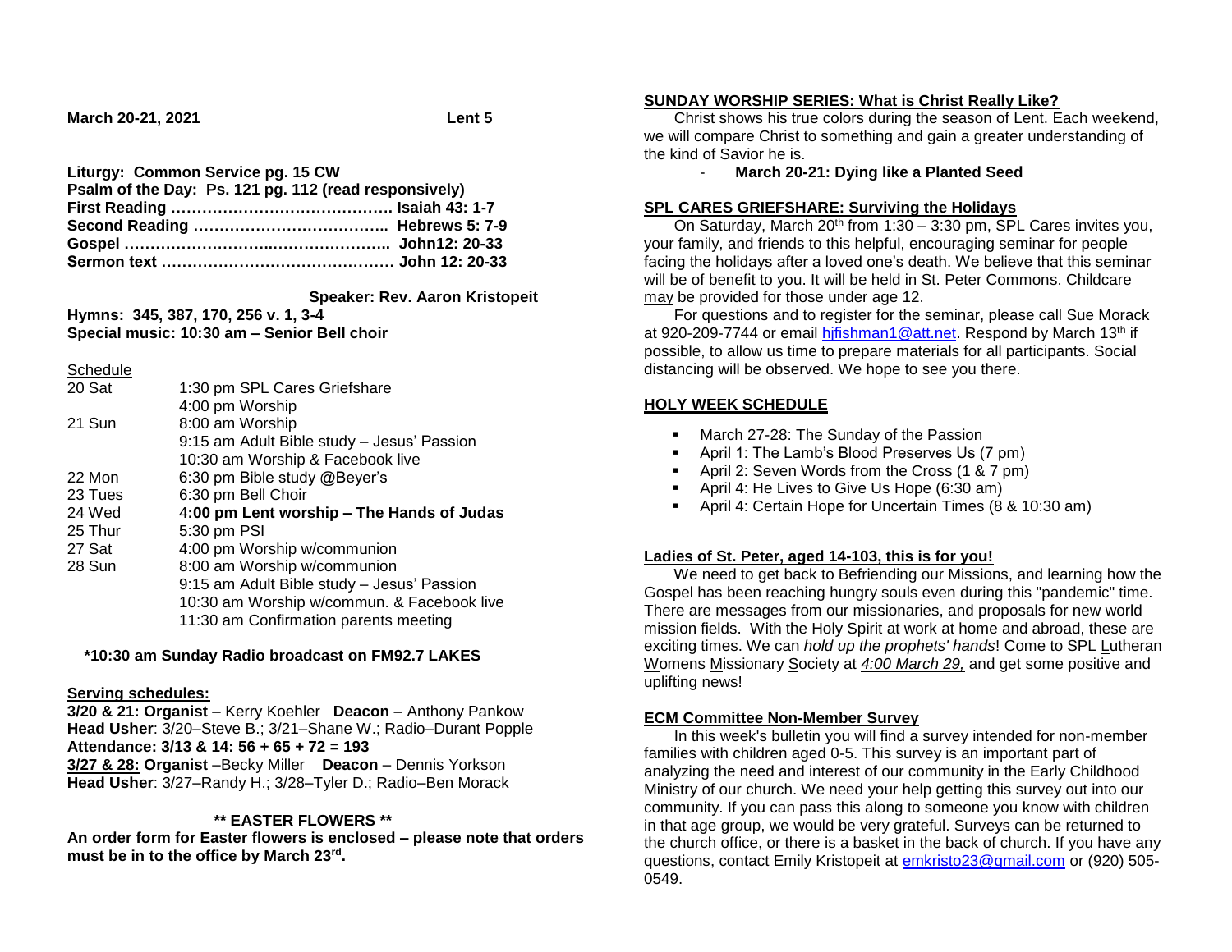**March 20-21, 2021** **Lent 5**

**Liturgy: Common Service pg. 15 CW**
**Psalm of the Day: Ps. 121 pg. 112 (read responsively)**
**First Reading ……………………………………. Isaiah 43: 1-7**
**Second Reading ……………………………….. Hebrews 5: 7-9**
**Gospel ……………………….………………….. John12: 20-33**
**Sermon text ……………………………………… John 12: 20-33**

**Speaker: Rev. Aaron Kristopeit**

**Hymns: 345, 387, 170, 256 v. 1, 3-4**
**Special music: 10:30 am – Senior Bell choir**

Schedule

| | |
|---|---|
| 20 Sat | 1:30 pm SPL Cares Griefshare |
| | 4:00 pm Worship |
| 21 Sun | 8:00 am Worship |
| | 9:15 am Adult Bible study – Jesus' Passion |
| | 10:30 am Worship & Facebook live |
| 22 Mon | 6:30 pm Bible study @Beyer's |
| 23 Tues | 6:30 pm Bell Choir |
| 24 Wed | 4**:00 pm Lent worship – The Hands of Judas** |
| 25 Thur | 5:30 pm PSI |
| 27 Sat | 4:00 pm Worship w/communion |
| 28 Sun | 8:00 am Worship w/communion |
| | 9:15 am Adult Bible study – Jesus' Passion |
| | 10:30 am Worship w/commun. & Facebook live |
| | 11:30 am Confirmation parents meeting |

**\*10:30 am Sunday Radio broadcast on FM92.7 LAKES**

**Serving schedules:**

**3/20 & 21: Organist** – Kerry Koehler **Deacon** – Anthony Pankow
**Head Usher**: 3/20–Steve B.; 3/21–Shane W.; Radio–Durant Popple
**Attendance: 3/13 & 14: 56 + 65 + 72 = 193**
**3/27 & 28: Organist** –Becky Miller **Deacon** – Dennis Yorkson
**Head Usher**: 3/27–Randy H.; 3/28–Tyler D.; Radio–Ben Morack

**\*\* EASTER FLOWERS \*\***

**An order form for Easter flowers is enclosed – please note that orders must be in to the office by March 23rd.**

## SUNDAY WORSHIP SERIES: What is Christ Really Like?

Christ shows his true colors during the season of Lent. Each weekend, we will compare Christ to something and gain a greater understanding of the kind of Savior he is.

- **March 20-21: Dying like a Planted Seed**

## SPL CARES GRIEFSHARE: Surviving the Holidays

On Saturday, March 20th from 1:30 – 3:30 pm, SPL Cares invites you, your family, and friends to this helpful, encouraging seminar for people facing the holidays after a loved one's death. We believe that this seminar will be of benefit to you. It will be held in St. Peter Commons. Childcare may be provided for those under age 12.

For questions and to register for the seminar, please call Sue Morack at 920-209-7744 or email hjfishman1@att.net. Respond by March 13th if possible, to allow us time to prepare materials for all participants. Social distancing will be observed. We hope to see you there.

## HOLY WEEK SCHEDULE

- March 27-28: The Sunday of the Passion
- April 1: The Lamb's Blood Preserves Us (7 pm)
- April 2: Seven Words from the Cross (1 & 7 pm)
- April 4: He Lives to Give Us Hope (6:30 am)
- April 4: Certain Hope for Uncertain Times (8 & 10:30 am)

## Ladies of St. Peter, aged 14-103, this is for you!

We need to get back to Befriending our Missions, and learning how the Gospel has been reaching hungry souls even during this "pandemic" time. There are messages from our missionaries, and proposals for new world mission fields. With the Holy Spirit at work at home and abroad, these are exciting times. We can *hold up the prophets' hands*! Come to SPL Lutheran Womens Missionary Society at *4:00 March 29,* and get some positive and uplifting news!

## ECM Committee Non-Member Survey

In this week's bulletin you will find a survey intended for non-member families with children aged 0-5. This survey is an important part of analyzing the need and interest of our community in the Early Childhood Ministry of our church. We need your help getting this survey out into our community. If you can pass this along to someone you know with children in that age group, we would be very grateful. Surveys can be returned to the church office, or there is a basket in the back of church. If you have any questions, contact Emily Kristopeit at emkristo23@gmail.com or (920) 505-0549.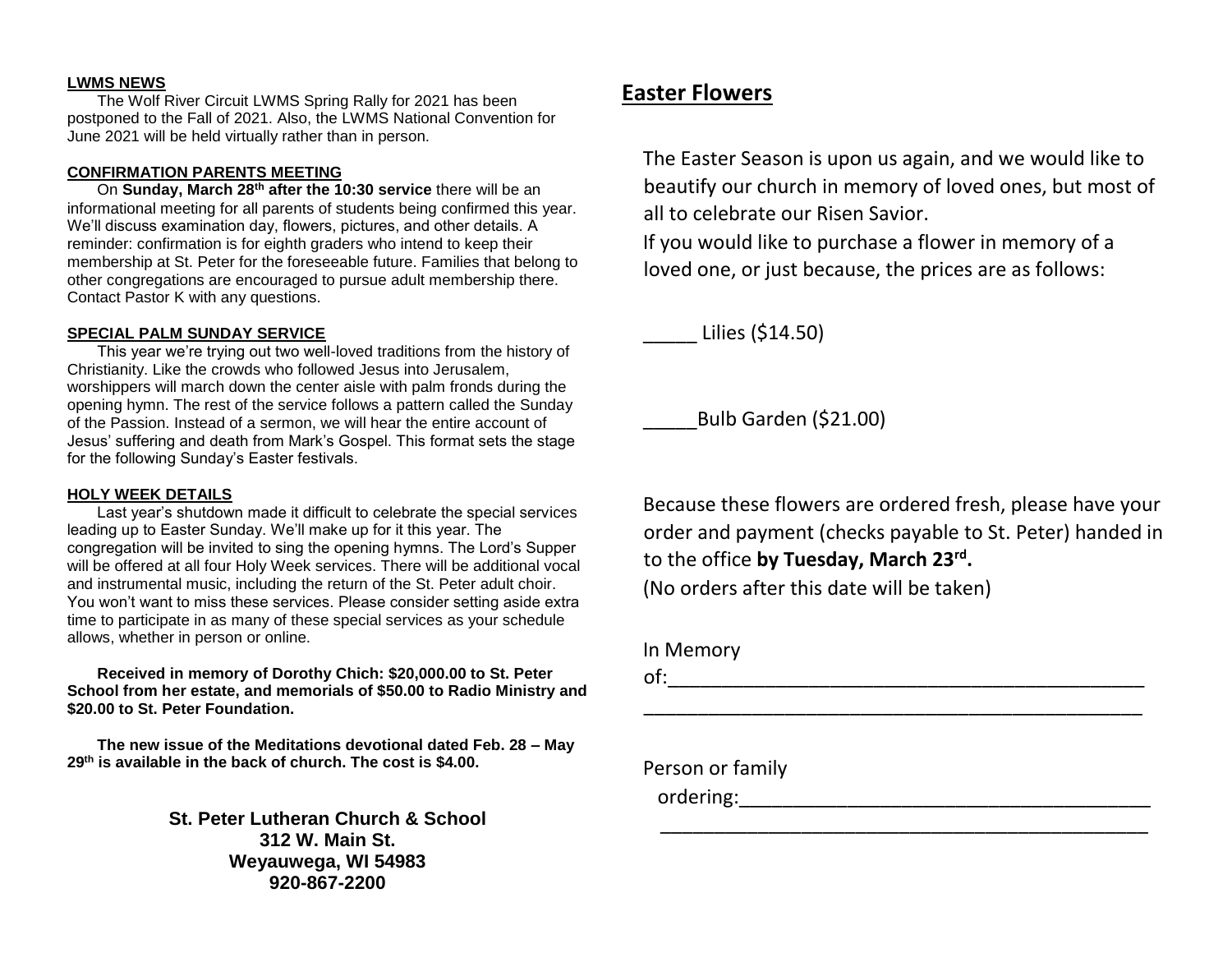**LWMS NEWS**

The Wolf River Circuit LWMS Spring Rally for 2021 has been postponed to the Fall of 2021. Also, the LWMS National Convention for June 2021 will be held virtually rather than in person.

**CONFIRMATION PARENTS MEETING**

On **Sunday, March 28th after the 10:30 service** there will be an informational meeting for all parents of students being confirmed this year. We'll discuss examination day, flowers, pictures, and other details. A reminder: confirmation is for eighth graders who intend to keep their membership at St. Peter for the foreseeable future. Families that belong to other congregations are encouraged to pursue adult membership there. Contact Pastor K with any questions.

**SPECIAL PALM SUNDAY SERVICE**

This year we're trying out two well-loved traditions from the history of Christianity. Like the crowds who followed Jesus into Jerusalem, worshippers will march down the center aisle with palm fronds during the opening hymn. The rest of the service follows a pattern called the Sunday of the Passion. Instead of a sermon, we will hear the entire account of Jesus' suffering and death from Mark's Gospel. This format sets the stage for the following Sunday's Easter festivals.

**HOLY WEEK DETAILS**

Last year's shutdown made it difficult to celebrate the special services leading up to Easter Sunday. We'll make up for it this year. The congregation will be invited to sing the opening hymns. The Lord's Supper will be offered at all four Holy Week services. There will be additional vocal and instrumental music, including the return of the St. Peter adult choir. You won't want to miss these services. Please consider setting aside extra time to participate in as many of these special services as your schedule allows, whether in person or online.

**Received in memory of Dorothy Chich: $20,000.00 to St. Peter School from her estate, and memorials of $50.00 to Radio Ministry and $20.00 to St. Peter Foundation.**

**The new issue of the Meditations devotional dated Feb. 28 – May 29th is available in the back of church. The cost is $4.00.**

**St. Peter Lutheran Church & School**
**312 W. Main St.**
**Weyauwega, WI 54983**
**920-867-2200**

## Easter Flowers

The Easter Season is upon us again, and we would like to beautify our church in memory of loved ones, but most of all to celebrate our Risen Savior.
If you would like to purchase a flower in memory of a loved one, or just because, the prices are as follows:

_____ Lilies ($14.50)

_____Bulb Garden ($21.00)

Because these flowers are ordered fresh, please have your order and payment (checks payable to St. Peter) handed in to the office **by Tuesday, March 23rd.**
(No orders after this date will be taken)

In Memory of:_______________________________________________
_______________________________________________________

Person or family ordering:________________________________________
_______________________________________________________